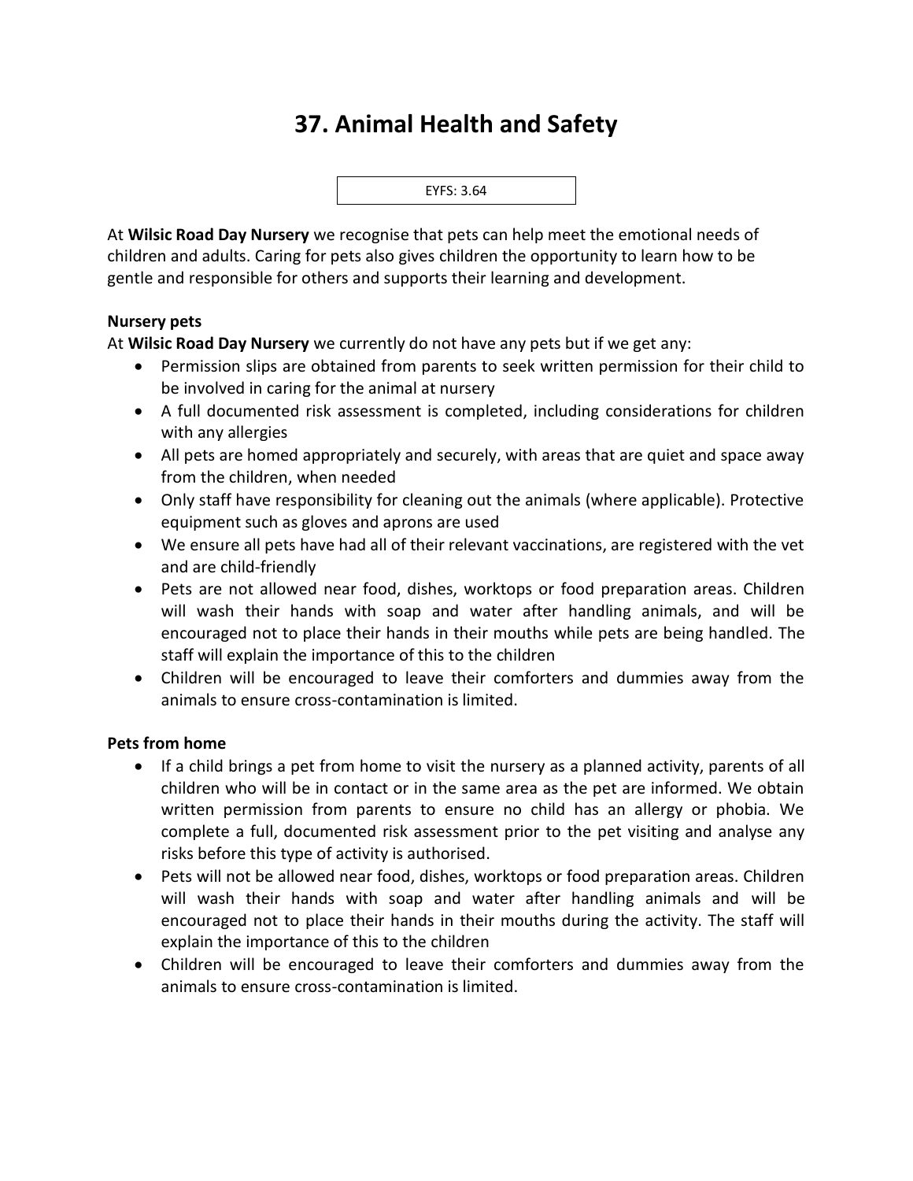# 37. Animal Health and Safety

EYFS: 3.64

At **Wilsic Road Day Nursery** we recognise that pets can help meet the emotional needs of children and adults. Caring for pets also gives children the opportunity to learn how to be gentle and responsible for others and supports their learning and development.

**Nursery pets**

At **Wilsic Road Day Nursery** we currently do not have any pets but if we get any:

- Permission slips are obtained from parents to seek written permission for their child to be involved in caring for the animal at nursery
- A full documented risk assessment is completed, including considerations for children with any allergies
- All pets are homed appropriately and securely, with areas that are quiet and space away from the children, when needed
- Only staff have responsibility for cleaning out the animals (where applicable). Protective equipment such as gloves and aprons are used
- We ensure all pets have had all of their relevant vaccinations, are registered with the vet and are child-friendly
- Pets are not allowed near food, dishes, worktops or food preparation areas. Children will wash their hands with soap and water after handling animals, and will be encouraged not to place their hands in their mouths while pets are being handled. The staff will explain the importance of this to the children
- Children will be encouraged to leave their comforters and dummies away from the animals to ensure cross-contamination is limited.

**Pets from home**

- If a child brings a pet from home to visit the nursery as a planned activity, parents of all children who will be in contact or in the same area as the pet are informed. We obtain written permission from parents to ensure no child has an allergy or phobia. We complete a full, documented risk assessment prior to the pet visiting and analyse any risks before this type of activity is authorised.
- Pets will not be allowed near food, dishes, worktops or food preparation areas. Children will wash their hands with soap and water after handling animals and will be encouraged not to place their hands in their mouths during the activity. The staff will explain the importance of this to the children
- Children will be encouraged to leave their comforters and dummies away from the animals to ensure cross-contamination is limited.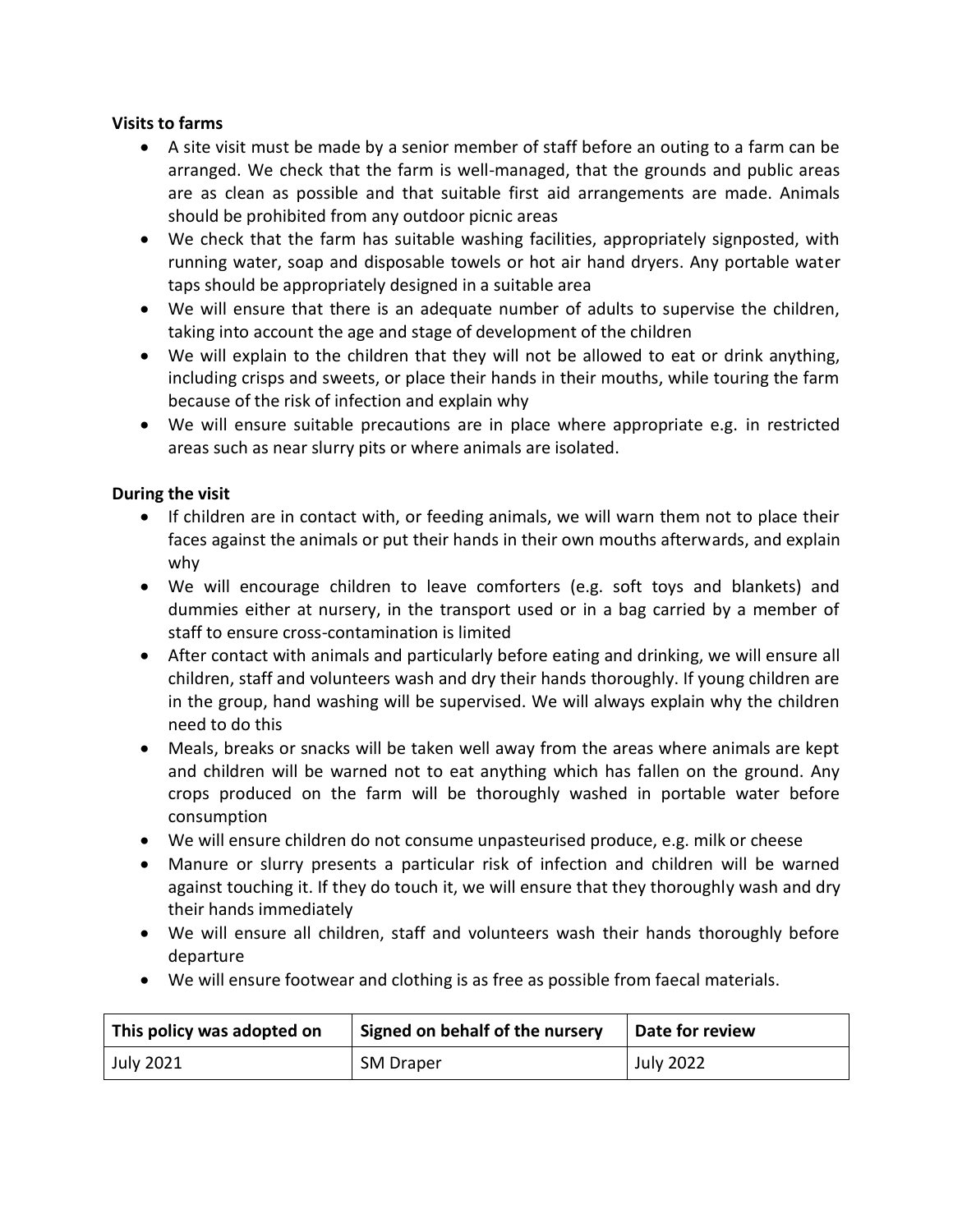**Visits to farms**

- A site visit must be made by a senior member of staff before an outing to a farm can be arranged. We check that the farm is well-managed, that the grounds and public areas are as clean as possible and that suitable first aid arrangements are made. Animals should be prohibited from any outdoor picnic areas
- We check that the farm has suitable washing facilities, appropriately signposted, with running water, soap and disposable towels or hot air hand dryers. Any portable water taps should be appropriately designed in a suitable area
- We will ensure that there is an adequate number of adults to supervise the children, taking into account the age and stage of development of the children
- We will explain to the children that they will not be allowed to eat or drink anything, including crisps and sweets, or place their hands in their mouths, while touring the farm because of the risk of infection and explain why
- We will ensure suitable precautions are in place where appropriate e.g. in restricted areas such as near slurry pits or where animals are isolated.

**During the visit**

- If children are in contact with, or feeding animals, we will warn them not to place their faces against the animals or put their hands in their own mouths afterwards, and explain why
- We will encourage children to leave comforters (e.g. soft toys and blankets) and dummies either at nursery, in the transport used or in a bag carried by a member of staff to ensure cross-contamination is limited
- After contact with animals and particularly before eating and drinking, we will ensure all children, staff and volunteers wash and dry their hands thoroughly. If young children are in the group, hand washing will be supervised. We will always explain why the children need to do this
- Meals, breaks or snacks will be taken well away from the areas where animals are kept and children will be warned not to eat anything which has fallen on the ground. Any crops produced on the farm will be thoroughly washed in portable water before consumption
- We will ensure children do not consume unpasteurised produce, e.g. milk or cheese
- Manure or slurry presents a particular risk of infection and children will be warned against touching it. If they do touch it, we will ensure that they thoroughly wash and dry their hands immediately
- We will ensure all children, staff and volunteers wash their hands thoroughly before departure
- We will ensure footwear and clothing is as free as possible from faecal materials.

| This policy was adopted on | Signed on behalf of the nursery | Date for review |
| --- | --- | --- |
| July 2021 | SM Draper | July 2022 |